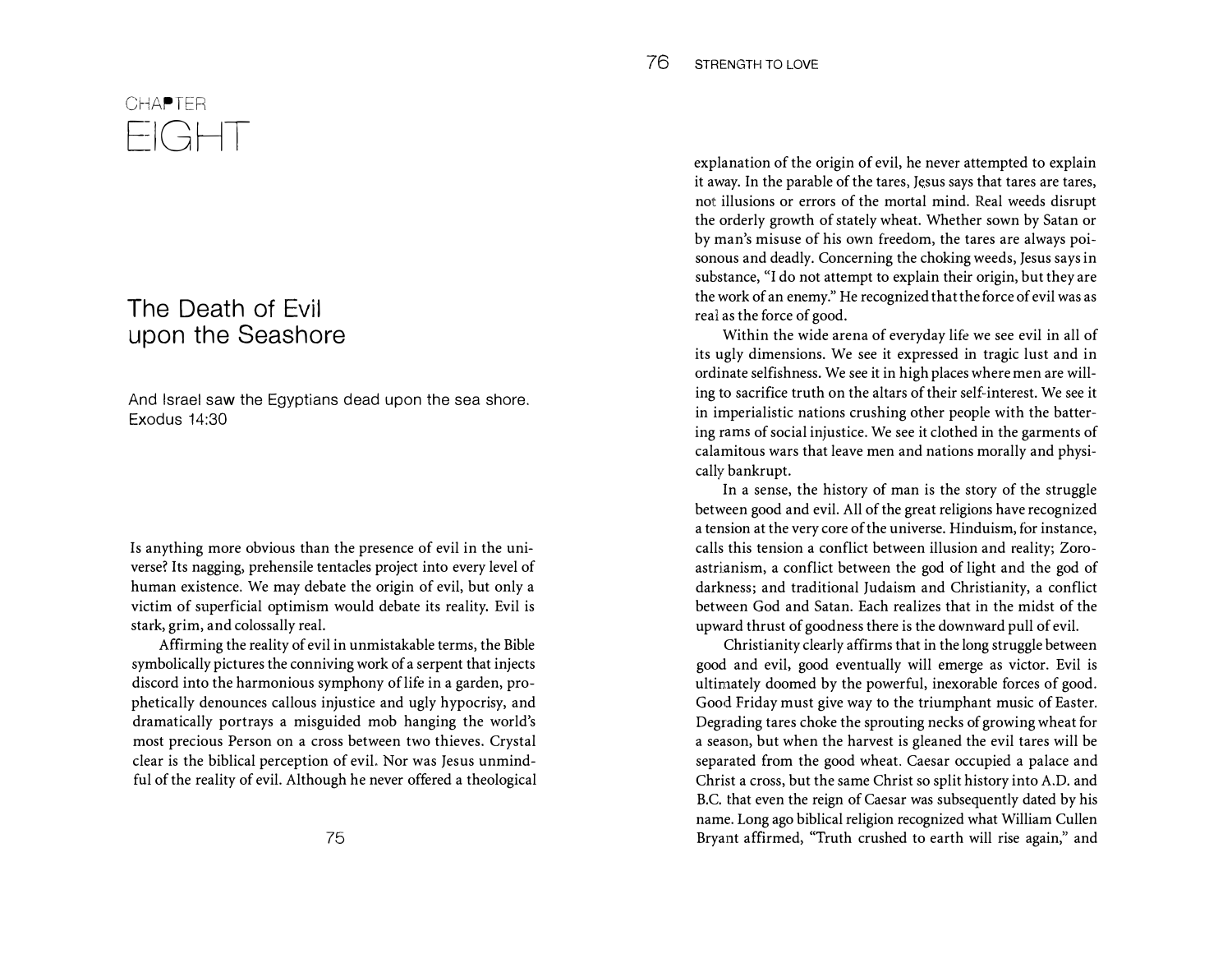# CHAPTER EIGHT

## The Death of Evil upon the Seashore

And Israel saw the Egyptians dead upon the sea shore.
Exodus 14:30

Is anything more obvious than the presence of evil in the universe? Its nagging, prehensile tentacles project into every level of human existence. We may debate the origin of evil, but only a victim of superficial optimism would debate its reality. Evil is stark, grim, and colossally real.

Affirming the reality of evil in unmistakable terms, the Bible symbolically pictures the conniving work of a serpent that injects discord into the harmonious symphony of life in a garden, prophetically denounces callous injustice and ugly hypocrisy, and dramatically portrays a misguided mob hanging the world's most precious Person on a cross between two thieves. Crystal clear is the biblical perception of evil. Nor was Jesus unmindful of the reality of evil. Although he never offered a theological explanation of the origin of evil, he never attempted to explain it away. In the parable of the tares, Jesus says that tares are tares, not illusions or errors of the mortal mind. Real weeds disrupt the orderly growth of stately wheat. Whether sown by Satan or by man's misuse of his own freedom, the tares are always poisonous and deadly. Concerning the choking weeds, Jesus says in substance, "I do not attempt to explain their origin, but they are the work of an enemy." He recognized that the force of evil was as real as the force of good.

Within the wide arena of everyday life we see evil in all of its ugly dimensions. We see it expressed in tragic lust and in ordinate selfishness. We see it in high places where men are willing to sacrifice truth on the altars of their self-interest. We see it in imperialistic nations crushing other people with the battering rams of social injustice. We see it clothed in the garments of calamitous wars that leave men and nations morally and physically bankrupt.

In a sense, the history of man is the story of the struggle between good and evil. All of the great religions have recognized a tension at the very core of the universe. Hinduism, for instance, calls this tension a conflict between illusion and reality; Zoroastrianism, a conflict between the god of light and the god of darkness; and traditional Judaism and Christianity, a conflict between God and Satan. Each realizes that in the midst of the upward thrust of goodness there is the downward pull of evil.

Christianity clearly affirms that in the long struggle between good and evil, good eventually will emerge as victor. Evil is ultimately doomed by the powerful, inexorable forces of good. Good Friday must give way to the triumphant music of Easter. Degrading tares choke the sprouting necks of growing wheat for a season, but when the harvest is gleaned the evil tares will be separated from the good wheat. Caesar occupied a palace and Christ a cross, but the same Christ so split history into A.D. and B.C. that even the reign of Caesar was subsequently dated by his name. Long ago biblical religion recognized what William Cullen Bryant affirmed, "Truth crushed to earth will rise again," and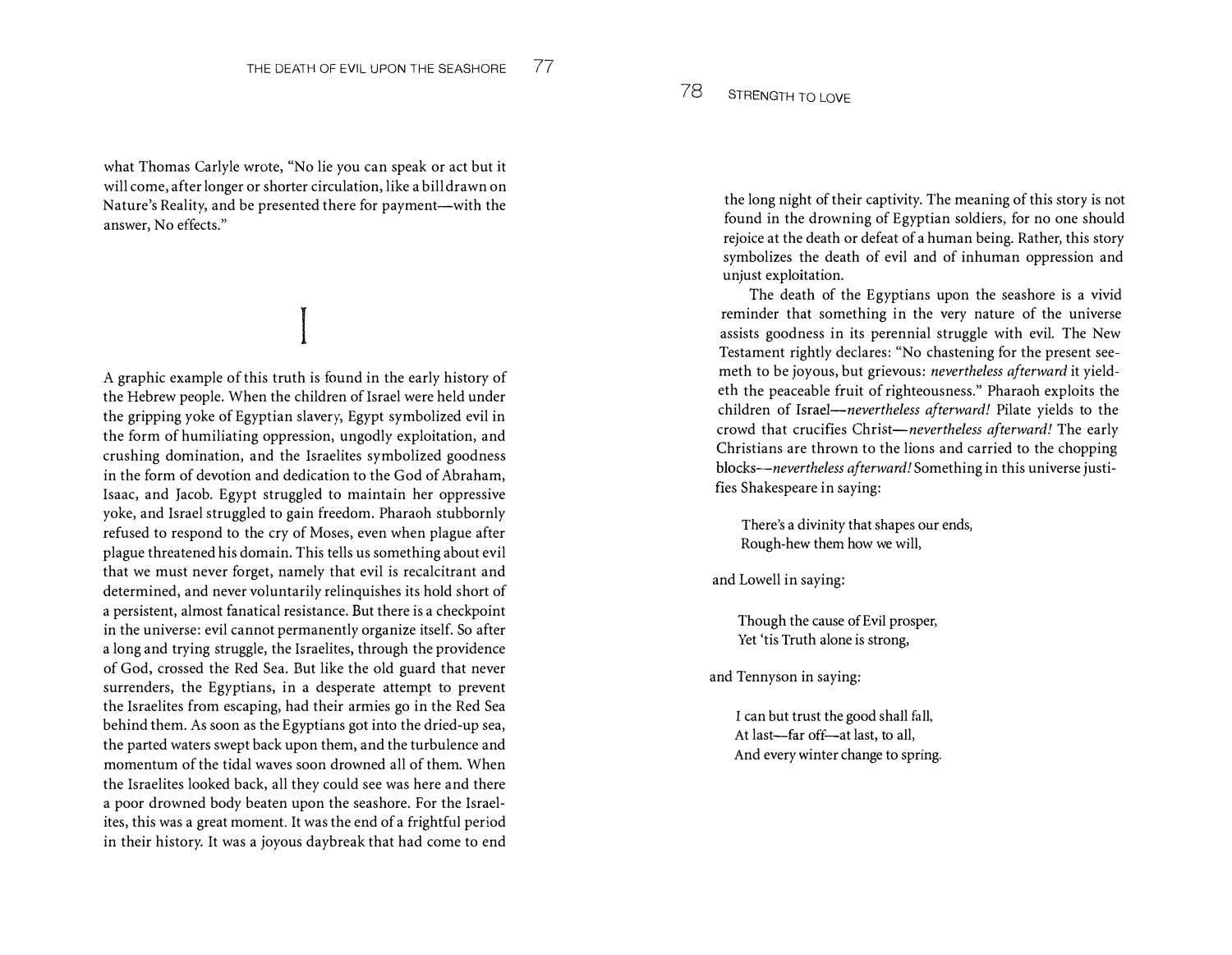what Thomas Carlyle wrote, "No lie you can speak or act but it will come, after longer or shorter circulation, like a bill drawn on Nature's Reality, and be presented there for payment—with the answer, No effects."

## I

A graphic example of this truth is found in the early history of the Hebrew people. When the children of Israel were held under the gripping yoke of Egyptian slavery, Egypt symbolized evil in the form of humiliating oppression, ungodly exploitation, and crushing domination, and the Israelites symbolized goodness in the form of devotion and dedication to the God of Abraham, Isaac, and Jacob. Egypt struggled to maintain her oppressive yoke, and Israel struggled to gain freedom. Pharaoh stubbornly refused to respond to the cry of Moses, even when plague after plague threatened his domain. This tells us something about evil that we must never forget, namely that evil is recalcitrant and determined, and never voluntarily relinquishes its hold short of a persistent, almost fanatical resistance. But there is a checkpoint in the universe: evil cannot permanently organize itself. So after a long and trying struggle, the Israelites, through the providence of God, crossed the Red Sea. But like the old guard that never surrenders, the Egyptians, in a desperate attempt to prevent the Israelites from escaping, had their armies go in the Red Sea behind them. As soon as the Egyptians got into the dried-up sea, the parted waters swept back upon them, and the turbulence and momentum of the tidal waves soon drowned all of them. When the Israelites looked back, all they could see was here and there a poor drowned body beaten upon the seashore. For the Israelites, this was a great moment. It was the end of a frightful period in their history. It was a joyous daybreak that had come to end the long night of their captivity. The meaning of this story is not found in the drowning of Egyptian soldiers, for no one should rejoice at the death or defeat of a human being. Rather, this story symbolizes the death of evil and of inhuman oppression and unjust exploitation.

The death of the Egyptians upon the seashore is a vivid reminder that something in the very nature of the universe assists goodness in its perennial struggle with evil. The New Testament rightly declares: "No chastening for the present seemeth to be joyous, but grievous: *nevertheless afterward* it yieldeth the peaceable fruit of righteousness." Pharaoh exploits the children of Israel—*nevertheless afterward!* Pilate yields to the crowd that crucifies Christ—*nevertheless afterward!* The early Christians are thrown to the lions and carried to the chopping blocks—*nevertheless afterward!* Something in this universe justifies Shakespeare in saying:

> There's a divinity that shapes our ends,
> Rough-hew them how we will,

and Lowell in saying:

> Though the cause of Evil prosper,
> Yet 'tis Truth alone is strong,

and Tennyson in saying:

> I can but trust the good shall fall,
> At last—far off—at last, to all,
> And every winter change to spring.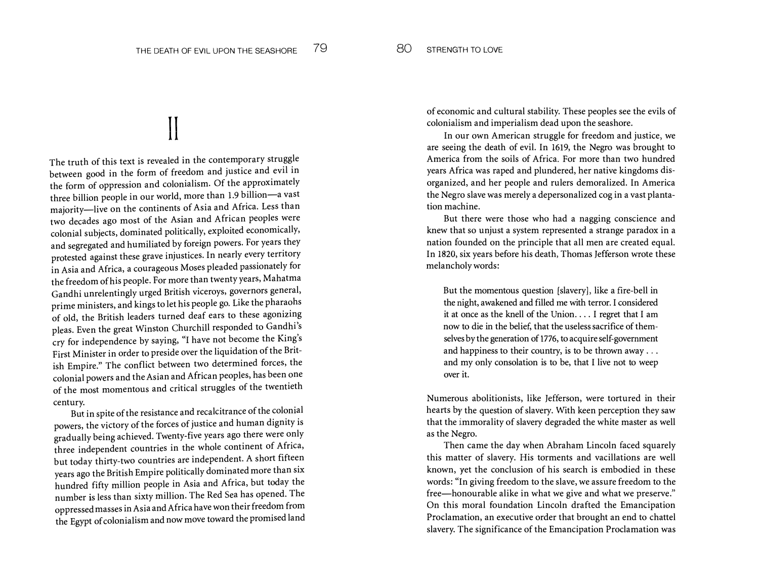# II

The truth of this text is revealed in the contemporary struggle between good in the form of freedom and justice and evil in the form of oppression and colonialism. Of the approximately three billion people in our world, more than 1.9 billion—a vast majority—live on the continents of Asia and Africa. Less than two decades ago most of the Asian and African peoples were colonial subjects, dominated politically, exploited economically, and segregated and humiliated by foreign powers. For years they protested against these grave injustices. In nearly every territory in Asia and Africa, a courageous Moses pleaded passionately for the freedom of his people. For more than twenty years, Mahatma Gandhi unrelentingly urged British viceroys, governors general, prime ministers, and kings to let his people go. Like the pharaohs of old, the British leaders turned deaf ears to these agonizing pleas. Even the great Winston Churchill responded to Gandhi's cry for independence by saying, "I have not become the King's First Minister in order to preside over the liquidation of the British Empire." The conflict between two determined forces, the colonial powers and the Asian and African peoples, has been one of the most momentous and critical struggles of the twentieth century.

But in spite of the resistance and recalcitrance of the colonial powers, the victory of the forces of justice and human dignity is gradually being achieved. Twenty-five years ago there were only three independent countries in the whole continent of Africa, but today thirty-two countries are independent. A short fifteen years ago the British Empire politically dominated more than six hundred fifty million people in Asia and Africa, but today the number is less than sixty million. The Red Sea has opened. The oppressed masses in Asia and Africa have won their freedom from the Egypt of colonialism and now move toward the promised land of economic and cultural stability. These peoples see the evils of colonialism and imperialism dead upon the seashore.

In our own American struggle for freedom and justice, we are seeing the death of evil. In 1619, the Negro was brought to America from the soils of Africa. For more than two hundred years Africa was raped and plundered, her native kingdoms disorganized, and her people and rulers demoralized. In America the Negro slave was merely a depersonalized cog in a vast plantation machine.

But there were those who had a nagging conscience and knew that so unjust a system represented a strange paradox in a nation founded on the principle that all men are created equal. In 1820, six years before his death, Thomas Jefferson wrote these melancholy words:

> But the momentous question [slavery], like a fire-bell in the night, awakened and filled me with terror. I considered it at once as the knell of the Union. . . . I regret that I am now to die in the belief, that the useless sacrifice of themselves by the generation of 1776, to acquire self-government and happiness to their country, is to be thrown away . . . and my only consolation is to be, that I live not to weep over it.

Numerous abolitionists, like Jefferson, were tortured in their hearts by the question of slavery. With keen perception they saw that the immorality of slavery degraded the white master as well as the Negro.

Then came the day when Abraham Lincoln faced squarely this matter of slavery. His torments and vacillations are well known, yet the conclusion of his search is embodied in these words: "In giving freedom to the slave, we assure freedom to the free—honourable alike in what we give and what we preserve." On this moral foundation Lincoln drafted the Emancipation Proclamation, an executive order that brought an end to chattel slavery. The significance of the Emancipation Proclamation was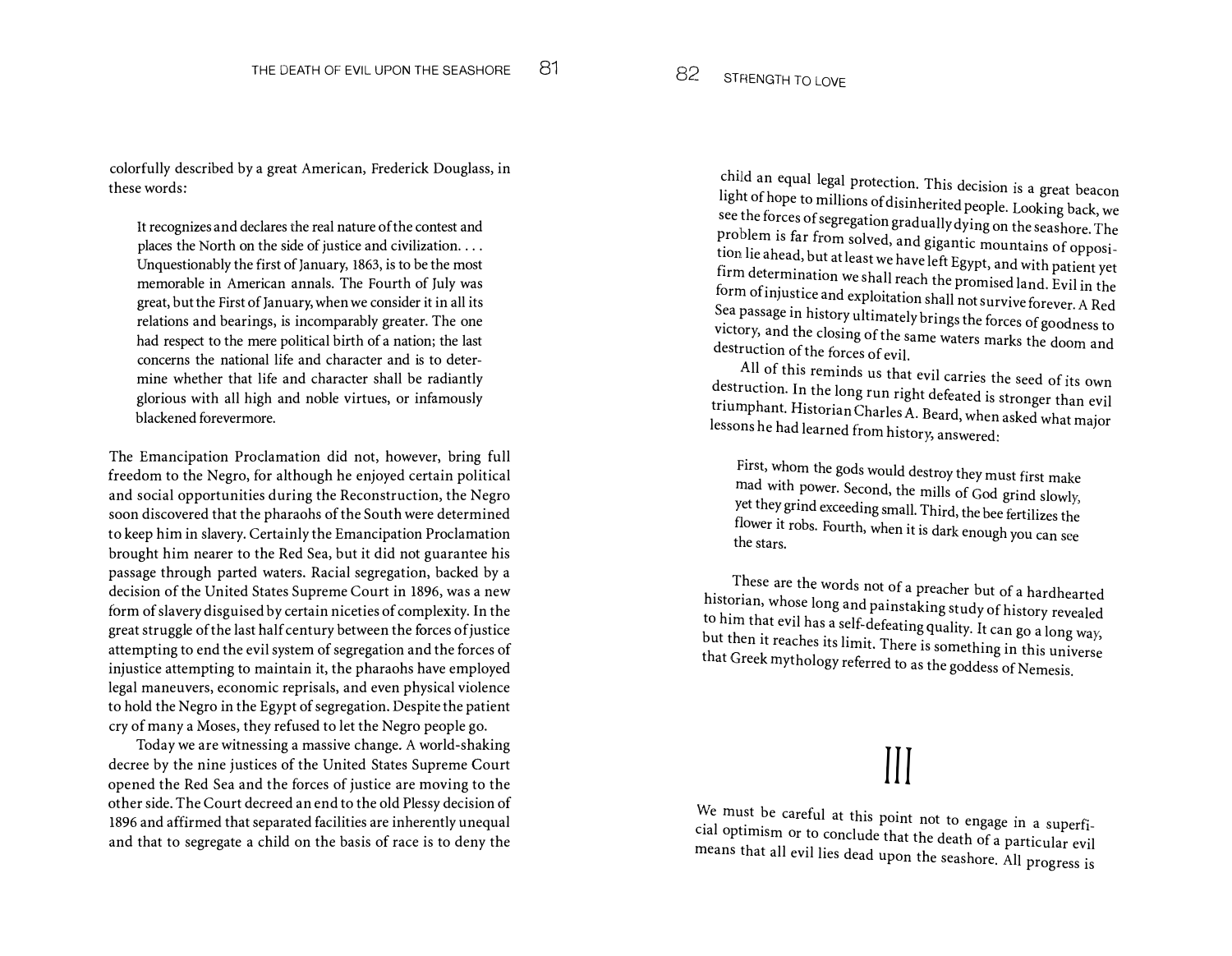colorfully described by a great American, Frederick Douglass, in these words:

> It recognizes and declares the real nature of the contest and places the North on the side of justice and civilization. . . . Unquestionably the first of January, 1863, is to be the most memorable in American annals. The Fourth of July was great, but the First of January, when we consider it in all its relations and bearings, is incomparably greater. The one had respect to the mere political birth of a nation; the last concerns the national life and character and is to determine whether that life and character shall be radiantly glorious with all high and noble virtues, or infamously blackened forevermore.

The Emancipation Proclamation did not, however, bring full freedom to the Negro, for although he enjoyed certain political and social opportunities during the Reconstruction, the Negro soon discovered that the pharaohs of the South were determined to keep him in slavery. Certainly the Emancipation Proclamation brought him nearer to the Red Sea, but it did not guarantee his passage through parted waters. Racial segregation, backed by a decision of the United States Supreme Court in 1896, was a new form of slavery disguised by certain niceties of complexity. In the great struggle of the last half century between the forces of justice attempting to end the evil system of segregation and the forces of injustice attempting to maintain it, the pharaohs have employed legal maneuvers, economic reprisals, and even physical violence to hold the Negro in the Egypt of segregation. Despite the patient cry of many a Moses, they refused to let the Negro people go.

Today we are witnessing a massive change. A world-shaking decree by the nine justices of the United States Supreme Court opened the Red Sea and the forces of justice are moving to the other side. The Court decreed an end to the old Plessy decision of 1896 and affirmed that separated facilities are inherently unequal and that to segregate a child on the basis of race is to deny the child an equal legal protection. This decision is a great beacon light of hope to millions of disinherited people. Looking back, we see the forces of segregation gradually dying on the seashore. The problem is far from solved, and gigantic mountains of opposition lie ahead, but at least we have left Egypt, and with patient yet firm determination we shall reach the promised land. Evil in the form of injustice and exploitation shall not survive forever. A Red Sea passage in history ultimately brings the forces of goodness to victory, and the closing of the same waters marks the doom and destruction of the forces of evil.

All of this reminds us that evil carries the seed of its own destruction. In the long run right defeated is stronger than evil triumphant. Historian Charles A. Beard, when asked what major lessons he had learned from history, answered:

> First, whom the gods would destroy they must first make mad with power. Second, the mills of God grind slowly, yet they grind exceeding small. Third, the bee fertilizes the flower it robs. Fourth, when it is dark enough you can see the stars.

These are the words not of a preacher but of a hardhearted historian, whose long and painstaking study of history revealed to him that evil has a self-defeating quality. It can go a long way, but then it reaches its limit. There is something in this universe that Greek mythology referred to as the goddess of Nemesis.

## III

We must be careful at this point not to engage in a superficial optimism or to conclude that the death of a particular evil means that all evil lies dead upon the seashore. All progress is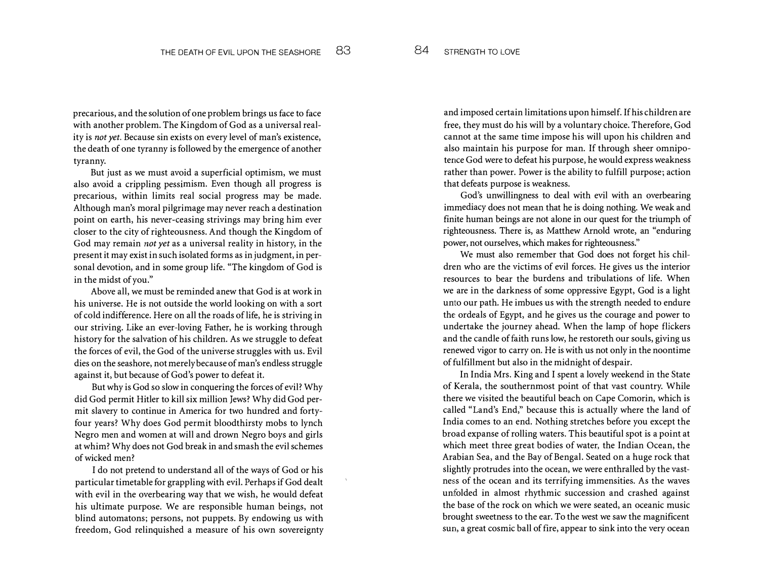precarious, and the solution of one problem brings us face to face with another problem. The Kingdom of God as a universal reality is *not yet.* Because sin exists on every level of man's existence, the death of one tyranny is followed by the emergence of another tyranny.

But just as we must avoid a superficial optimism, we must also avoid a crippling pessimism. Even though all progress is precarious, within limits real social progress may be made. Although man's moral pilgrimage may never reach a destination point on earth, his never-ceasing strivings may bring him ever closer to the city of righteousness. And though the Kingdom of God may remain *not yet* as a universal reality in history, in the present it may exist in such isolated forms as in judgment, in personal devotion, and in some group life. "The kingdom of God is in the midst of you."

Above all, we must be reminded anew that God is at work in his universe. He is not outside the world looking on with a sort of cold indifference. Here on all the roads of life, he is striving in our striving. Like an ever-loving Father, he is working through history for the salvation of his children. As we struggle to defeat the forces of evil, the God of the universe struggles with us. Evil dies on the seashore, not merely because of man's endless struggle against it, but because of God's power to defeat it.

But why is God so slow in conquering the forces of evil? Why did God permit Hitler to kill six million Jews? Why did God permit slavery to continue in America for two hundred and forty-four years? Why does God permit bloodthirsty mobs to lynch Negro men and women at will and drown Negro boys and girls at whim? Why does not God break in and smash the evil schemes of wicked men?

I do not pretend to understand all of the ways of God or his particular timetable for grappling with evil. Perhaps if God dealt with evil in the overbearing way that we wish, he would defeat his ultimate purpose. We are responsible human beings, not blind automatons; persons, not puppets. By endowing us with freedom, God relinquished a measure of his own sovereignty and imposed certain limitations upon himself. If his children are free, they must do his will by a voluntary choice. Therefore, God cannot at the same time impose his will upon his children and also maintain his purpose for man. If through sheer omnipotence God were to defeat his purpose, he would express weakness rather than power. Power is the ability to fulfill purpose; action that defeats purpose is weakness.

God's unwillingness to deal with evil with an overbearing immediacy does not mean that he is doing nothing. We weak and finite human beings are not alone in our quest for the triumph of righteousness. There is, as Matthew Arnold wrote, an "enduring power, not ourselves, which makes for righteousness."

We must also remember that God does not forget his children who are the victims of evil forces. He gives us the interior resources to bear the burdens and tribulations of life. When we are in the darkness of some oppressive Egypt, God is a light unto our path. He imbues us with the strength needed to endure the ordeals of Egypt, and he gives us the courage and power to undertake the journey ahead. When the lamp of hope flickers and the candle of faith runs low, he restoreth our souls, giving us renewed vigor to carry on. He is with us not only in the noontime of fulfillment but also in the midnight of despair.

In India Mrs. King and I spent a lovely weekend in the State of Kerala, the southernmost point of that vast country. While there we visited the beautiful beach on Cape Comorin, which is called "Land's End," because this is actually where the land of India comes to an end. Nothing stretches before you except the broad expanse of rolling waters. This beautiful spot is a point at which meet three great bodies of water, the Indian Ocean, the Arabian Sea, and the Bay of Bengal. Seated on a huge rock that slightly protrudes into the ocean, we were enthralled by the vastness of the ocean and its terrifying immensities. As the waves unfolded in almost rhythmic succession and crashed against the base of the rock on which we were seated, an oceanic music brought sweetness to the ear. To the west we saw the magnificent sun, a great cosmic ball of fire, appear to sink into the very ocean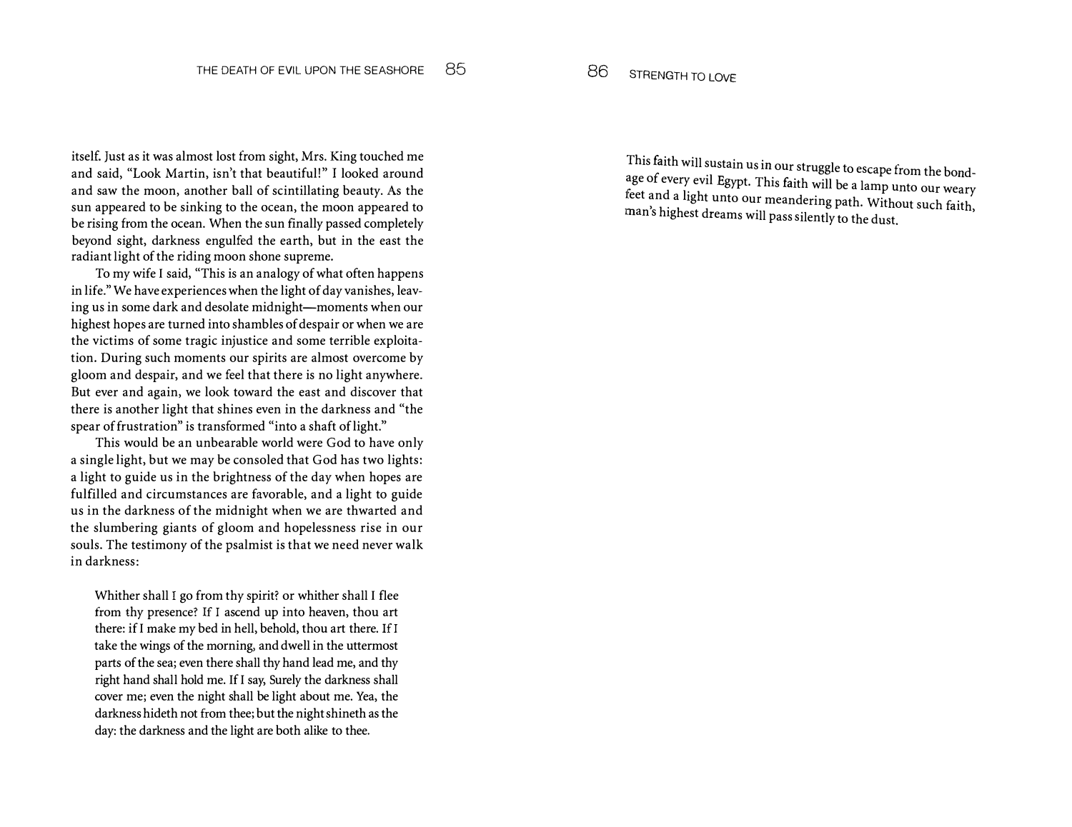itself. Just as it was almost lost from sight, Mrs. King touched me and said, "Look Martin, isn't that beautiful!" I looked around and saw the moon, another ball of scintillating beauty. As the sun appeared to be sinking to the ocean, the moon appeared to be rising from the ocean. When the sun finally passed completely beyond sight, darkness engulfed the earth, but in the east the radiant light of the riding moon shone supreme.

To my wife I said, "This is an analogy of what often happens in life." We have experiences when the light of day vanishes, leaving us in some dark and desolate midnight—moments when our highest hopes are turned into shambles of despair or when we are the victims of some tragic injustice and some terrible exploitation. During such moments our spirits are almost overcome by gloom and despair, and we feel that there is no light anywhere. But ever and again, we look toward the east and discover that there is another light that shines even in the darkness and "the spear of frustration" is transformed "into a shaft of light."

This would be an unbearable world were God to have only a single light, but we may be consoled that God has two lights: a light to guide us in the brightness of the day when hopes are fulfilled and circumstances are favorable, and a light to guide us in the darkness of the midnight when we are thwarted and the slumbering giants of gloom and hopelessness rise in our souls. The testimony of the psalmist is that we need never walk in darkness:

> Whither shall I go from thy spirit? or whither shall I flee from thy presence? If I ascend up into heaven, thou art there: if I make my bed in hell, behold, thou art there. If I take the wings of the morning, and dwell in the uttermost parts of the sea; even there shall thy hand lead me, and thy right hand shall hold me. If I say, Surely the darkness shall cover me; even the night shall be light about me. Yea, the darkness hideth not from thee; but the night shineth as the day: the darkness and the light are both alike to thee.

This faith will sustain us in our struggle to escape from the bondage of every evil Egypt. This faith will be a lamp unto our weary feet and a light unto our meandering path. Without such faith, man's highest dreams will pass silently to the dust.